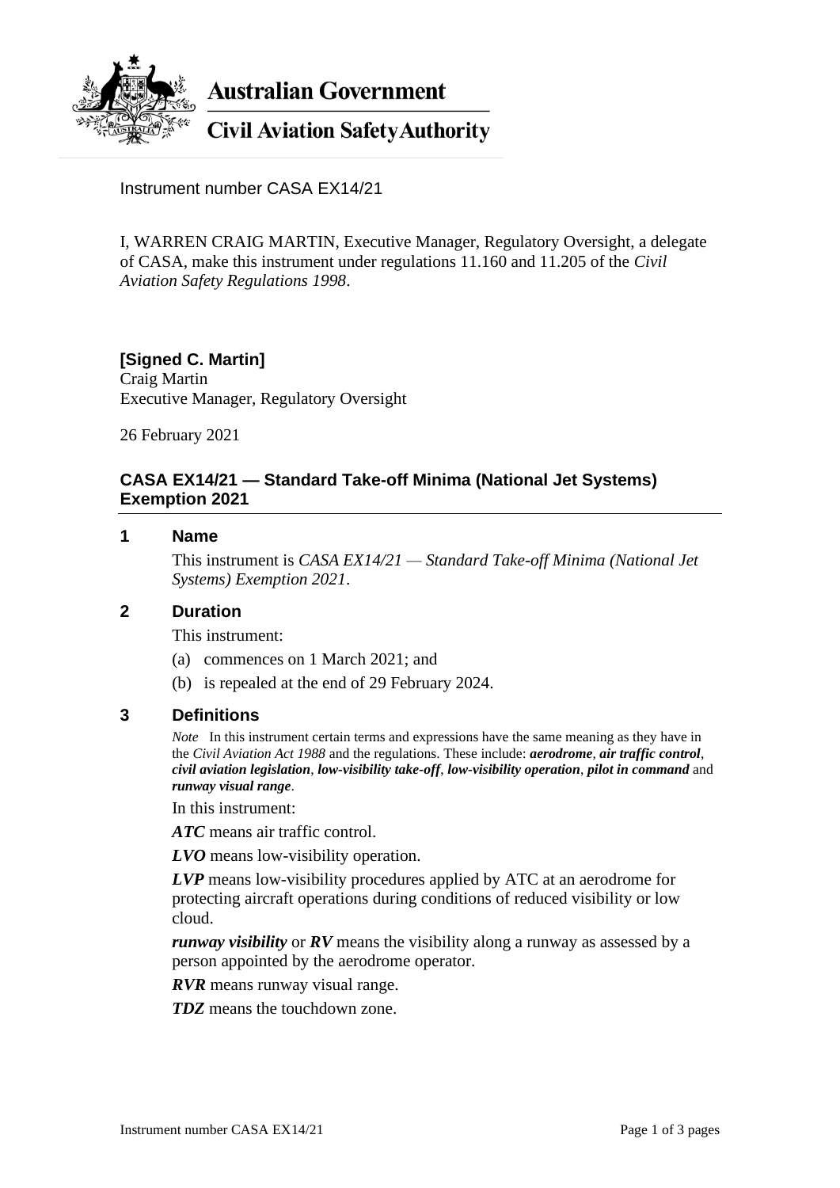**Australian Government**

**Civil Aviation Safety Authority**

Instrument number CASA EX14/21

I, WARREN CRAIG MARTIN, Executive Manager, Regulatory Oversight, a delegate of CASA, make this instrument under regulations 11.160 and 11.205 of the *Civil Aviation Safety Regulations 1998*.

**[Signed C. Martin]**
Craig Martin
Executive Manager, Regulatory Oversight

26 February 2021

## CASA EX14/21 — Standard Take-off Minima (National Jet Systems) Exemption 2021

### 1 Name

This instrument is *CASA EX14/21 — Standard Take-off Minima (National Jet Systems) Exemption 2021*.

### 2 Duration

This instrument:

(a) commences on 1 March 2021; and

(b) is repealed at the end of 29 February 2024.

### 3 Definitions

*Note* In this instrument certain terms and expressions have the same meaning as they have in the *Civil Aviation Act 1988* and the regulations. These include: ***aerodrome***, ***air traffic control***, ***civil aviation legislation***, ***low-visibility take-off***, ***low-visibility operation***, ***pilot in command*** and ***runway visual range***.

In this instrument:

***ATC*** means air traffic control.

***LVO*** means low-visibility operation.

***LVP*** means low-visibility procedures applied by ATC at an aerodrome for protecting aircraft operations during conditions of reduced visibility or low cloud.

***runway visibility*** or ***RV*** means the visibility along a runway as assessed by a person appointed by the aerodrome operator.

***RVR*** means runway visual range.

***TDZ*** means the touchdown zone.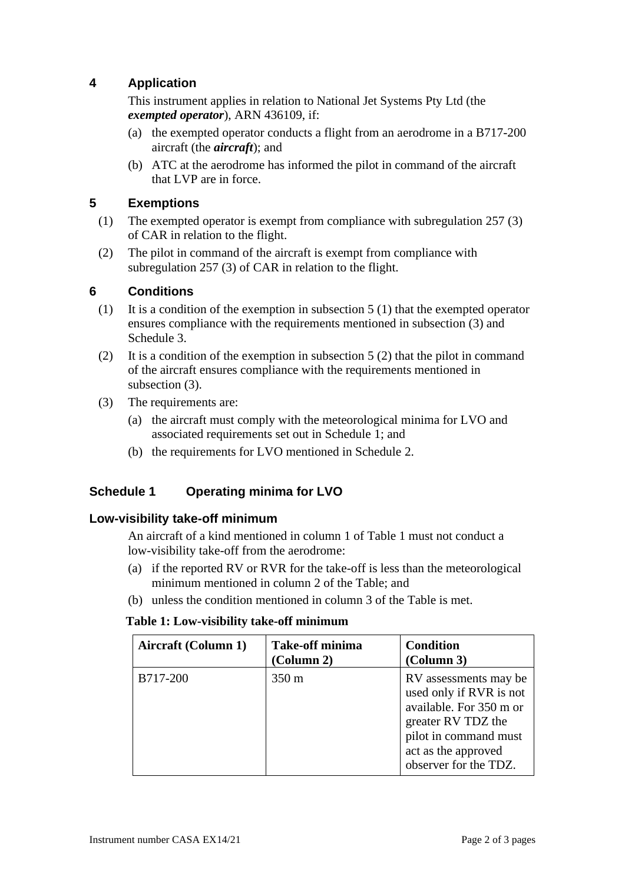## 4 Application

This instrument applies in relation to National Jet Systems Pty Ltd (the ***exempted operator***), ARN 436109, if:

(a) the exempted operator conducts a flight from an aerodrome in a B717-200 aircraft (the ***aircraft***); and

(b) ATC at the aerodrome has informed the pilot in command of the aircraft that LVP are in force.

## 5 Exemptions

(1) The exempted operator is exempt from compliance with subregulation 257 (3) of CAR in relation to the flight.

(2) The pilot in command of the aircraft is exempt from compliance with subregulation 257 (3) of CAR in relation to the flight.

## 6 Conditions

(1) It is a condition of the exemption in subsection 5 (1) that the exempted operator ensures compliance with the requirements mentioned in subsection (3) and Schedule 3.

(2) It is a condition of the exemption in subsection 5 (2) that the pilot in command of the aircraft ensures compliance with the requirements mentioned in subsection (3).

(3) The requirements are:

(a) the aircraft must comply with the meteorological minima for LVO and associated requirements set out in Schedule 1; and

(b) the requirements for LVO mentioned in Schedule 2.

## Schedule 1 Operating minima for LVO

### Low-visibility take-off minimum

An aircraft of a kind mentioned in column 1 of Table 1 must not conduct a low-visibility take-off from the aerodrome:

(a) if the reported RV or RVR for the take-off is less than the meteorological minimum mentioned in column 2 of the Table; and

(b) unless the condition mentioned in column 3 of the Table is met.

**Table 1: Low-visibility take-off minimum**

| Aircraft (Column 1) | Take-off minima (Column 2) | Condition (Column 3) |
|---|---|---|
| B717-200 | 350 m | RV assessments may be used only if RVR is not available. For 350 m or greater RV TDZ the pilot in command must act as the approved observer for the TDZ. |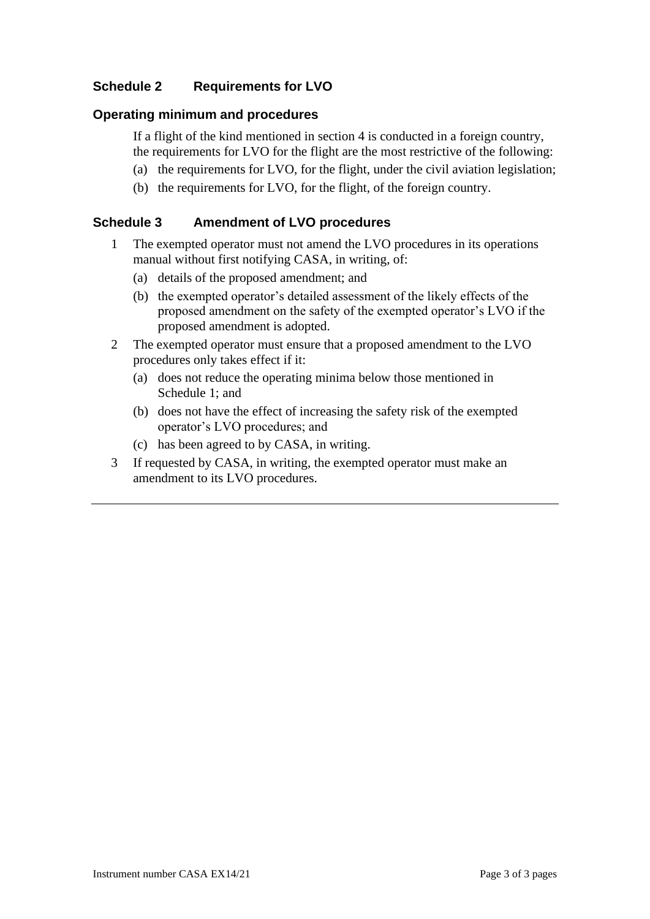## Schedule 2 Requirements for LVO

### Operating minimum and procedures

If a flight of the kind mentioned in section 4 is conducted in a foreign country, the requirements for LVO for the flight are the most restrictive of the following:

(a) the requirements for LVO, for the flight, under the civil aviation legislation;

(b) the requirements for LVO, for the flight, of the foreign country.

## Schedule 3 Amendment of LVO procedures

1 The exempted operator must not amend the LVO procedures in its operations manual without first notifying CASA, in writing, of:

   (a) details of the proposed amendment; and

   (b) the exempted operator's detailed assessment of the likely effects of the proposed amendment on the safety of the exempted operator's LVO if the proposed amendment is adopted.

2 The exempted operator must ensure that a proposed amendment to the LVO procedures only takes effect if it:

   (a) does not reduce the operating minima below those mentioned in Schedule 1; and

   (b) does not have the effect of increasing the safety risk of the exempted operator's LVO procedures; and

   (c) has been agreed to by CASA, in writing.

3 If requested by CASA, in writing, the exempted operator must make an amendment to its LVO procedures.